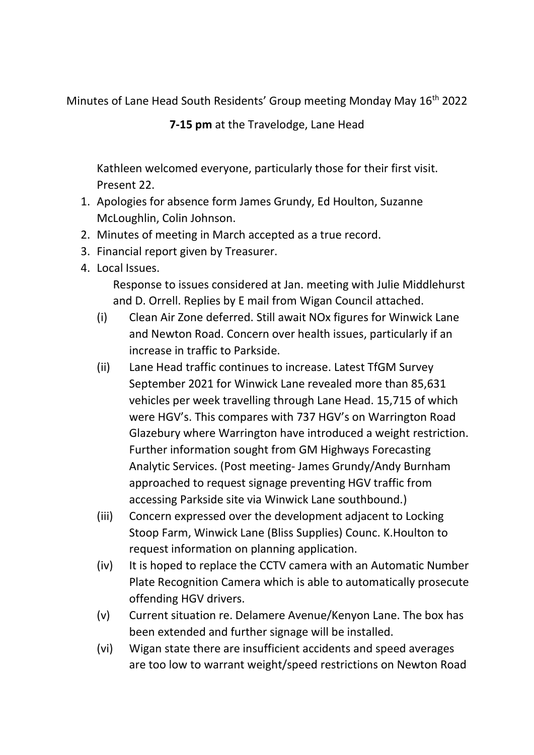Minutes of Lane Head South Residents' Group meeting Monday May 16th 2022

**7-15 pm** at the Travelodge, Lane Head

Kathleen welcomed everyone, particularly those for their first visit. Present 22.

1. Apologies for absence form James Grundy, Ed Houlton, Suzanne McLoughlin, Colin Johnson.
2. Minutes of meeting in March accepted as a true record.
3. Financial report given by Treasurer.
4. Local Issues.

   Response to issues considered at Jan. meeting with Julie Middlehurst and D. Orrell. Replies by E mail from Wigan Council attached.

   (i) Clean Air Zone deferred. Still await NOx figures for Winwick Lane and Newton Road. Concern over health issues, particularly if an increase in traffic to Parkside.

   (ii) Lane Head traffic continues to increase. Latest TfGM Survey September 2021 for Winwick Lane revealed more than 85,631 vehicles per week travelling through Lane Head. 15,715 of which were HGV's. This compares with 737 HGV's on Warrington Road Glazebury where Warrington have introduced a weight restriction. Further information sought from GM Highways Forecasting Analytic Services. (Post meeting- James Grundy/Andy Burnham approached to request signage preventing HGV traffic from accessing Parkside site via Winwick Lane southbound.)

   (iii) Concern expressed over the development adjacent to Locking Stoop Farm, Winwick Lane (Bliss Supplies) Counc. K.Houlton to request information on planning application.

   (iv) It is hoped to replace the CCTV camera with an Automatic Number Plate Recognition Camera which is able to automatically prosecute offending HGV drivers.

   (v) Current situation re. Delamere Avenue/Kenyon Lane. The box has been extended and further signage will be installed.

   (vi) Wigan state there are insufficient accidents and speed averages are too low to warrant weight/speed restrictions on Newton Road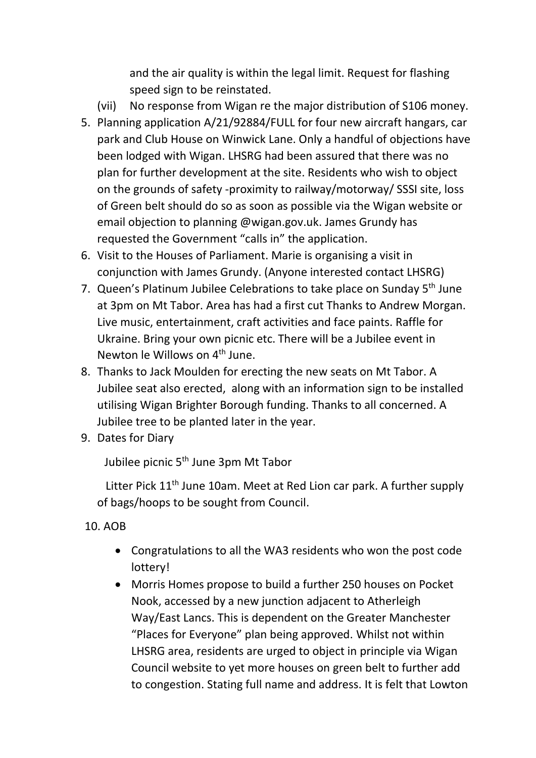and the air quality is within the legal limit. Request for flashing speed sign to be reinstated.

(vii) No response from Wigan re the major distribution of S106 money.

5. Planning application A/21/92884/FULL for four new aircraft hangars, car park and Club House on Winwick Lane. Only a handful of objections have been lodged with Wigan. LHSRG had been assured that there was no plan for further development at the site. Residents who wish to object on the grounds of safety -proximity to railway/motorway/ SSSI site, loss of Green belt should do so as soon as possible via the Wigan website or email objection to planning @wigan.gov.uk. James Grundy has requested the Government "calls in" the application.
6. Visit to the Houses of Parliament. Marie is organising a visit in conjunction with James Grundy. (Anyone interested contact LHSRG)
7. Queen's Platinum Jubilee Celebrations to take place on Sunday 5th June at 3pm on Mt Tabor. Area has had a first cut Thanks to Andrew Morgan. Live music, entertainment, craft activities and face paints. Raffle for Ukraine. Bring your own picnic etc. There will be a Jubilee event in Newton le Willows on 4th June.
8. Thanks to Jack Moulden for erecting the new seats on Mt Tabor. A Jubilee seat also erected, along with an information sign to be installed utilising Wigan Brighter Borough funding. Thanks to all concerned. A Jubilee tree to be planted later in the year.
9. Dates for Diary

   Jubilee picnic 5th June 3pm Mt Tabor

   Litter Pick 11th June 10am. Meet at Red Lion car park. A further supply of bags/hoops to be sought from Council.

10. AOB

   - Congratulations to all the WA3 residents who won the post code lottery!
   - Morris Homes propose to build a further 250 houses on Pocket Nook, accessed by a new junction adjacent to Atherleigh Way/East Lancs. This is dependent on the Greater Manchester "Places for Everyone" plan being approved. Whilst not within LHSRG area, residents are urged to object in principle via Wigan Council website to yet more houses on green belt to further add to congestion. Stating full name and address. It is felt that Lowton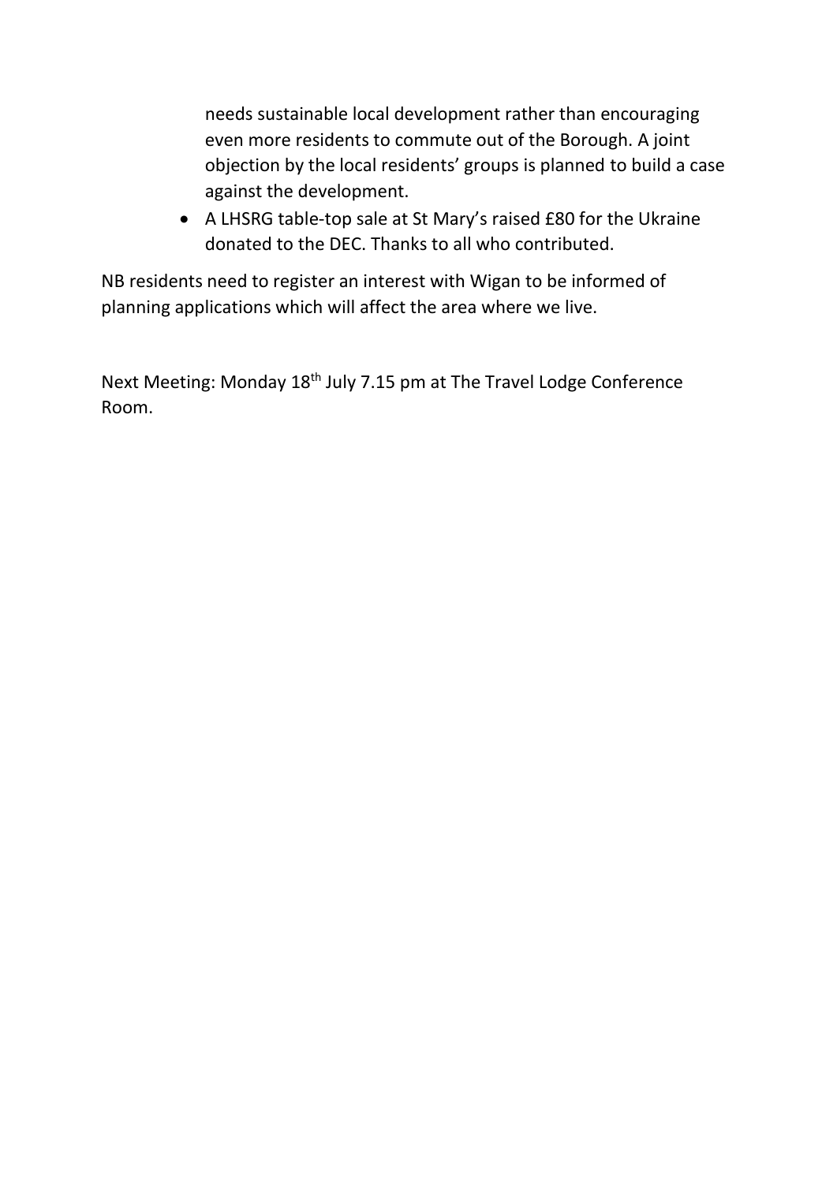needs sustainable local development rather than encouraging even more residents to commute out of the Borough. A joint objection by the local residents' groups is planned to build a case against the development.

- A LHSRG table-top sale at St Mary's raised £80 for the Ukraine donated to the DEC. Thanks to all who contributed.

NB residents need to register an interest with Wigan to be informed of planning applications which will affect the area where we live.

Next Meeting: Monday 18th July 7.15 pm at The Travel Lodge Conference Room.